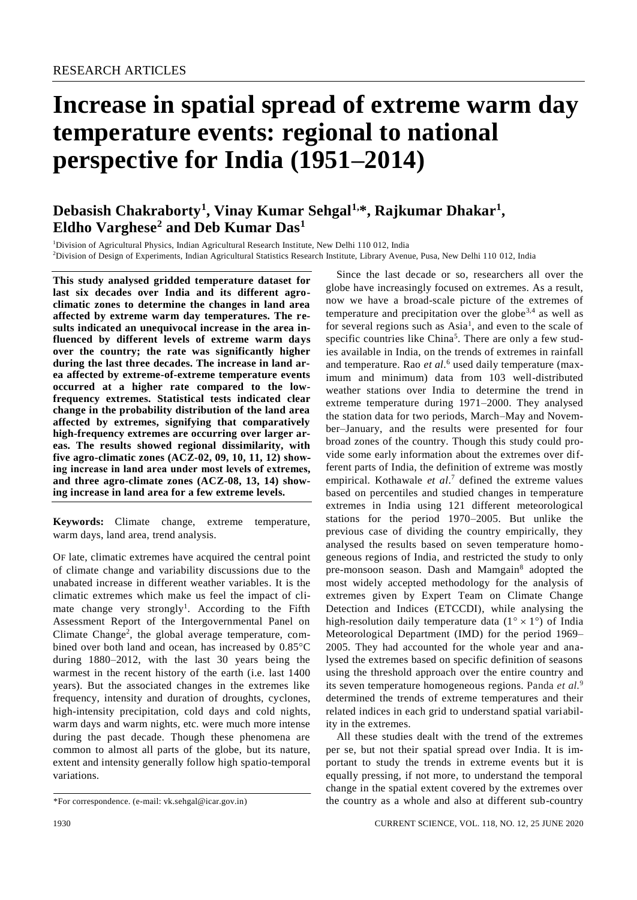# Increase in spatial spread of extreme warm day temperature events: regional to national perspective for India (1951–2014)

**Debasish Chakraborty[1], Vinay Kumar Sehgal[1,*], Rajkumar Dhakar[1], Eldho Varghese[2] and Deb Kumar Das[1]**

[1]Division of Agricultural Physics, Indian Agricultural Research Institute, New Delhi 110 012, India
[2]Division of Design of Experiments, Indian Agricultural Statistics Research Institute, Library Avenue, Pusa, New Delhi 110 012, India

**This study analysed gridded temperature dataset for last six decades over India and its different agro-climatic zones to determine the changes in land area affected by extreme warm day temperatures. The results indicated an unequivocal increase in the area influenced by different levels of extreme warm days over the country; the rate was significantly higher during the last three decades. The increase in land area affected by extreme-of-extreme temperature events occurred at a higher rate compared to the low-frequency extremes. Statistical tests indicated clear change in the probability distribution of the land area affected by extremes, signifying that comparatively high-frequency extremes are occurring over larger areas. The results showed regional dissimilarity, with five agro-climatic zones (ACZ-02, 09, 10, 11, 12) showing increase in land area under most levels of extremes, and three agro-climate zones (ACZ-08, 13, 14) showing increase in land area for a few extreme levels.**

**Keywords:** Climate change, extreme temperature, warm days, land area, trend analysis.

OF late, climatic extremes have acquired the central point of climate change and variability discussions due to the unabated increase in different weather variables. It is the climatic extremes which make us feel the impact of climate change very strongly[1]. According to the Fifth Assessment Report of the Intergovernmental Panel on Climate Change[2], the global average temperature, combined over both land and ocean, has increased by 0.85°C during 1880–2012, with the last 30 years being the warmest in the recent history of the earth (i.e. last 1400 years). But the associated changes in the extremes like frequency, intensity and duration of droughts, cyclones, high-intensity precipitation, cold days and cold nights, warm days and warm nights, etc. were much more intense during the past decade. Though these phenomena are common to almost all parts of the globe, but its nature, extent and intensity generally follow high spatio-temporal variations.

Since the last decade or so, researchers all over the globe have increasingly focused on extremes. As a result, now we have a broad-scale picture of the extremes of temperature and precipitation over the globe[3,4] as well as for several regions such as Asia[1], and even to the scale of specific countries like China[5]. There are only a few studies available in India, on the trends of extremes in rainfall and temperature. Rao *et al*.[6] used daily temperature (maximum and minimum) data from 103 well-distributed weather stations over India to determine the trend in extreme temperature during 1971–2000. They analysed the station data for two periods, March–May and November–January, and the results were presented for four broad zones of the country. Though this study could provide some early information about the extremes over different parts of India, the definition of extreme was mostly empirical. Kothawale *et al*.[7] defined the extreme values based on percentiles and studied changes in temperature extremes in India using 121 different meteorological stations for the period 1970–2005. But unlike the previous case of dividing the country empirically, they analysed the results based on seven temperature homogeneous regions of India, and restricted the study to only pre-monsoon season. Dash and Mamgain[8] adopted the most widely accepted methodology for the analysis of extremes given by Expert Team on Climate Change Detection and Indices (ETCCDI), while analysing the high-resolution daily temperature data ($1^\circ \times 1^\circ$) of India Meteorological Department (IMD) for the period 1969–2005. They had accounted for the whole year and analysed the extremes based on specific definition of seasons using the threshold approach over the entire country and its seven temperature homogeneous regions. Panda *et al*.[9] determined the trends of extreme temperatures and their related indices in each grid to understand spatial variability in the extremes.

All these studies dealt with the trend of the extremes per se, but not their spatial spread over India. It is important to study the trends in extreme events but it is equally pressing, if not more, to understand the temporal change in the spatial extent covered by the extremes over the country as a whole and also at different sub-country

*For correspondence. (e-mail: vk.sehgal@icar.gov.in)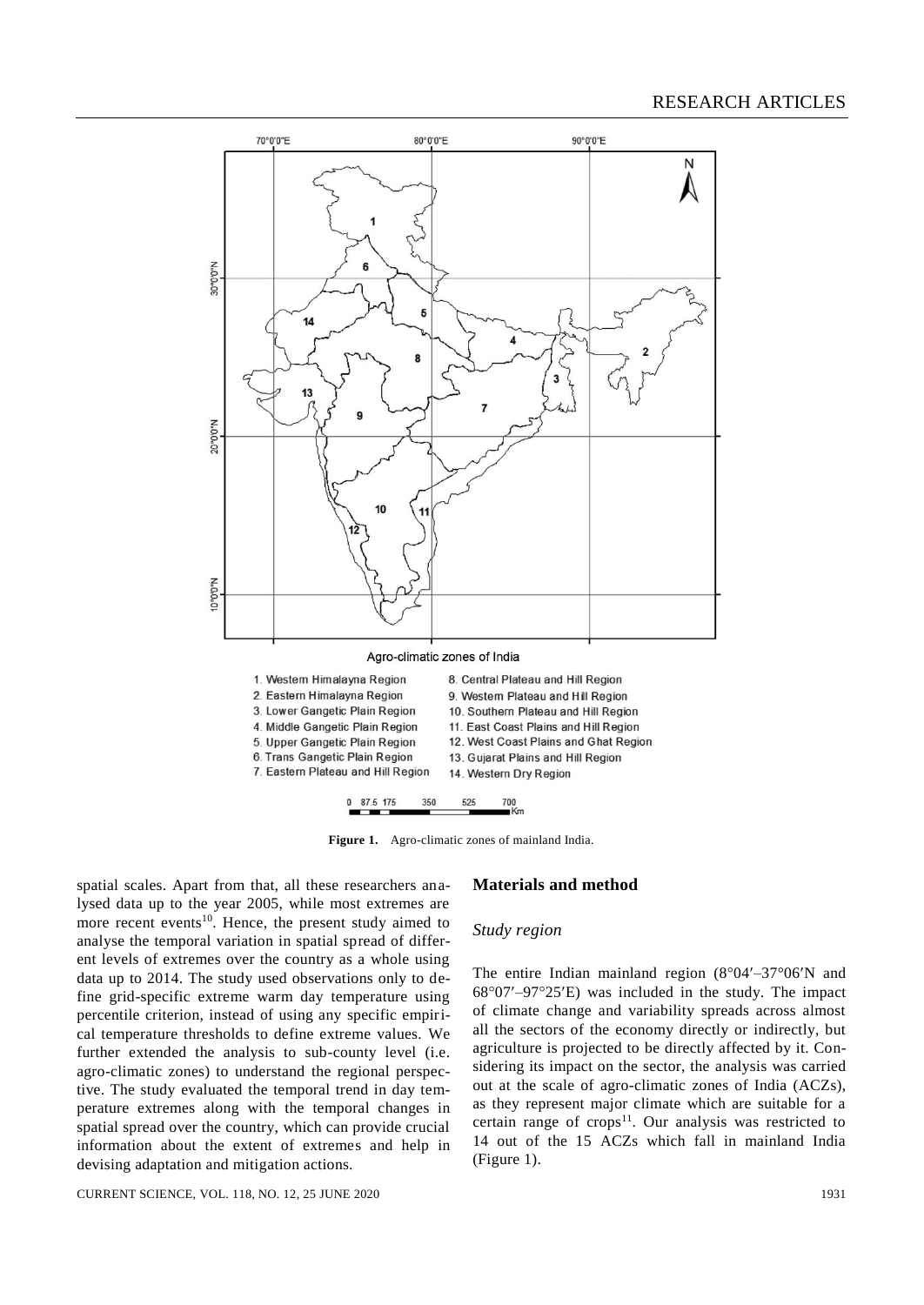Agro-climatic zones of India

1. Western Himalayna Region
2. Eastern Himalayna Region
3. Lower Gangetic Plain Region
4. Middle Gangetic Plain Region
5. Upper Gangetic Plain Region
6. Trans Gangetic Plain Region
7. Eastern Plateau and Hill Region
8. Central Plateau and Hill Region
9. Western Plateau and Hill Region
10. Southern Plateau and Hill Region
11. East Coast Plains and Hill Region
12. West Coast Plains and Ghat Region
13. Gujarat Plains and Hill Region
14. Western Dry Region

**Figure 1.** Agro-climatic zones of mainland India.

spatial scales. Apart from that, all these researchers analysed data up to the year 2005, while most extremes are more recent events[10]. Hence, the present study aimed to analyse the temporal variation in spatial spread of different levels of extremes over the country as a whole using data up to 2014. The study used observations only to define grid-specific extreme warm day temperature using percentile criterion, instead of using any specific empirical temperature thresholds to define extreme values. We further extended the analysis to sub-county level (i.e. agro-climatic zones) to understand the regional perspective. The study evaluated the temporal trend in day temperature extremes along with the temporal changes in spatial spread over the country, which can provide crucial information about the extent of extremes and help in devising adaptation and mitigation actions.

## Materials and method

### *Study region*

The entire Indian mainland region (8°04′–37°06′N and 68°07′–97°25′E) was included in the study. The impact of climate change and variability spreads across almost all the sectors of the economy directly or indirectly, but agriculture is projected to be directly affected by it. Considering its impact on the sector, the analysis was carried out at the scale of agro-climatic zones of India (ACZs), as they represent major climate which are suitable for a certain range of crops[11]. Our analysis was restricted to 14 out of the 15 ACZs which fall in mainland India (Figure 1).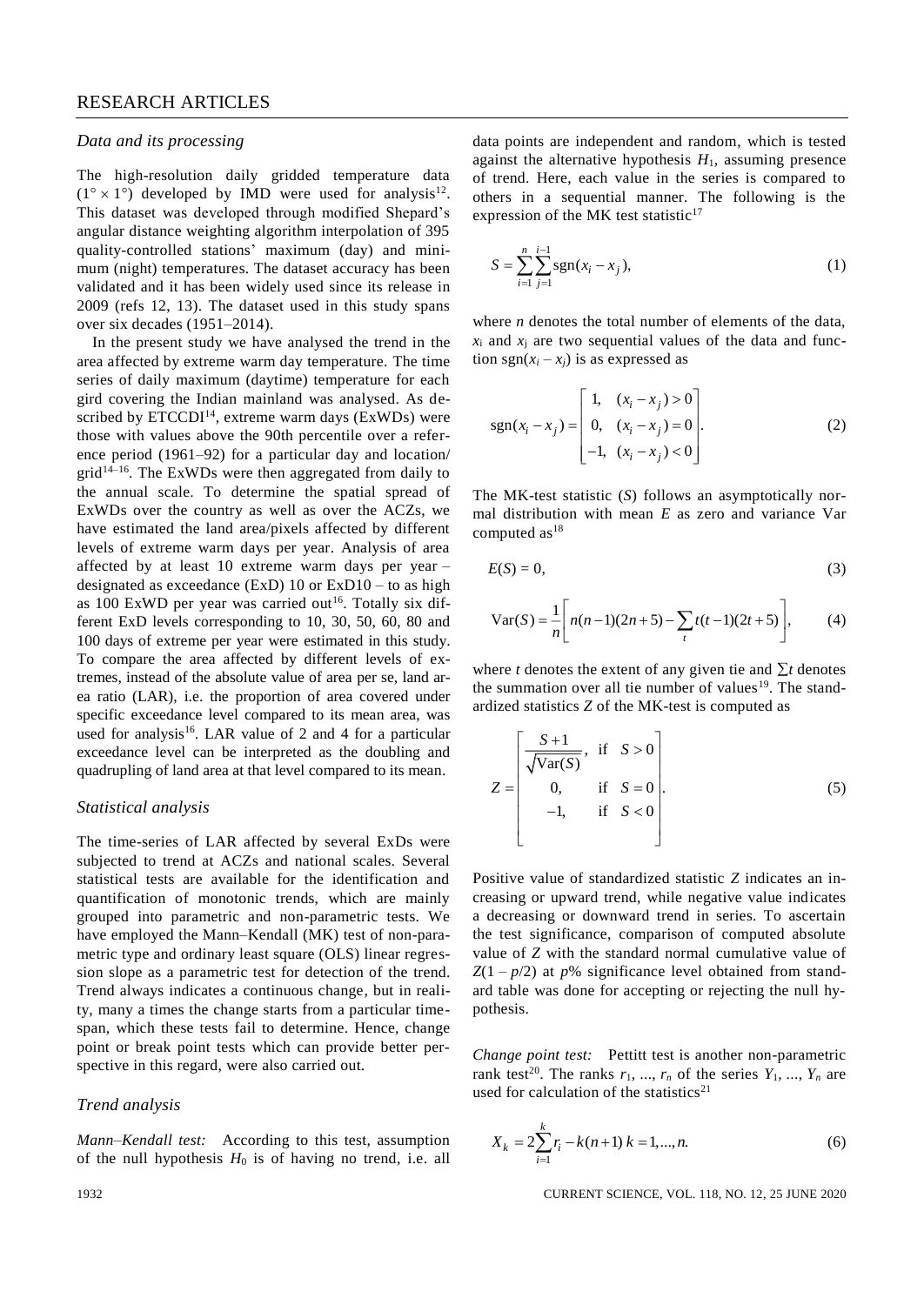### *Data and its processing*

The high-resolution daily gridded temperature data ($1° \times 1°$) developed by IMD were used for analysis[12]. This dataset was developed through modified Shepard's angular distance weighting algorithm interpolation of 395 quality-controlled stations' maximum (day) and minimum (night) temperatures. The dataset accuracy has been validated and it has been widely used since its release in 2009 (refs 12, 13). The dataset used in this study spans over six decades (1951–2014).

In the present study we have analysed the trend in the area affected by extreme warm day temperature. The time series of daily maximum (daytime) temperature for each gird covering the Indian mainland was analysed. As described by ETCCDI[14], extreme warm days (ExWDs) were those with values above the 90th percentile over a reference period (1961–92) for a particular day and location/grid[14–16]. The ExWDs were then aggregated from daily to the annual scale. To determine the spatial spread of ExWDs over the country as well as over the ACZs, we have estimated the land area/pixels affected by different levels of extreme warm days per year. Analysis of area affected by at least 10 extreme warm days per year – designated as exceedance (ExD) 10 or ExD10 – to as high as 100 ExWD per year was carried out[16]. Totally six different ExD levels corresponding to 10, 30, 50, 60, 80 and 100 days of extreme per year were estimated in this study. To compare the area affected by different levels of extremes, instead of the absolute value of area per se, land area ratio (LAR), i.e. the proportion of area covered under specific exceedance level compared to its mean area, was used for analysis[16]. LAR value of 2 and 4 for a particular exceedance level can be interpreted as the doubling and quadrupling of land area at that level compared to its mean.

### *Statistical analysis*

The time-series of LAR affected by several ExDs were subjected to trend at ACZs and national scales. Several statistical tests are available for the identification and quantification of monotonic trends, which are mainly grouped into parametric and non-parametric tests. We have employed the Mann–Kendall (MK) test of non-parametric type and ordinary least square (OLS) linear regression slope as a parametric test for detection of the trend. Trend always indicates a continuous change, but in reality, many a times the change starts from a particular time-span, which these tests fail to determine. Hence, change point or break point tests which can provide better perspective in this regard, were also carried out.

### *Trend analysis*

*Mann–Kendall test:* According to this test, assumption of the null hypothesis $H_0$ is of having no trend, i.e. all data points are independent and random, which is tested against the alternative hypothesis $H_1$, assuming presence of trend. Here, each value in the series is compared to others in a sequential manner. The following is the expression of the MK test statistic[17]

$$S = \sum_{i=1}^{n} \sum_{j=1}^{i-1} \operatorname{sgn}(x_i - x_j), \tag{1}$$

where $n$ denotes the total number of elements of the data, $x_i$ and $x_j$ are two sequential values of the data and function $\operatorname{sgn}(x_i - x_j)$ is as expressed as

$$\operatorname{sgn}(x_i - x_j) = \begin{bmatrix} 1, & (x_i - x_j) > 0 \\ 0, & (x_i - x_j) = 0 \\ -1, & (x_i - x_j) < 0 \end{bmatrix}. \tag{2}$$

The MK-test statistic ($S$) follows an asymptotically normal distribution with mean $E$ as zero and variance Var computed as[18]

$$E(S) = 0, \tag{3}$$

$$\operatorname{Var}(S) = \frac{1}{n}\left[ n(n-1)(2n+5) - \sum_t t(t-1)(2t+5) \right], \tag{4}$$

where $t$ denotes the extent of any given tie and $\sum t$ denotes the summation over all tie number of values[19]. The standardized statistics $Z$ of the MK-test is computed as

$$Z = \begin{bmatrix} \dfrac{S+1}{\sqrt{\operatorname{Var}(S)}}, & \text{if} \quad S > 0 \\ 0, & \text{if} \quad S = 0 \\ -1, & \text{if} \quad S < 0 \end{bmatrix}. \tag{5}$$

Positive value of standardized statistic $Z$ indicates an increasing or upward trend, while negative value indicates a decreasing or downward trend in series. To ascertain the test significance, comparison of computed absolute value of $Z$ with the standard normal cumulative value of $Z(1 - p/2)$ at $p$% significance level obtained from standard table was done for accepting or rejecting the null hypothesis.

*Change point test:* Pettitt test is another non-parametric rank test[20]. The ranks $r_1, ..., r_n$ of the series $Y_1, ..., Y_n$ are used for calculation of the statistics[21]

$$X_k = 2\sum_{i=1}^{k} r_i - k(n+1) \; k = 1,...,n. \tag{6}$$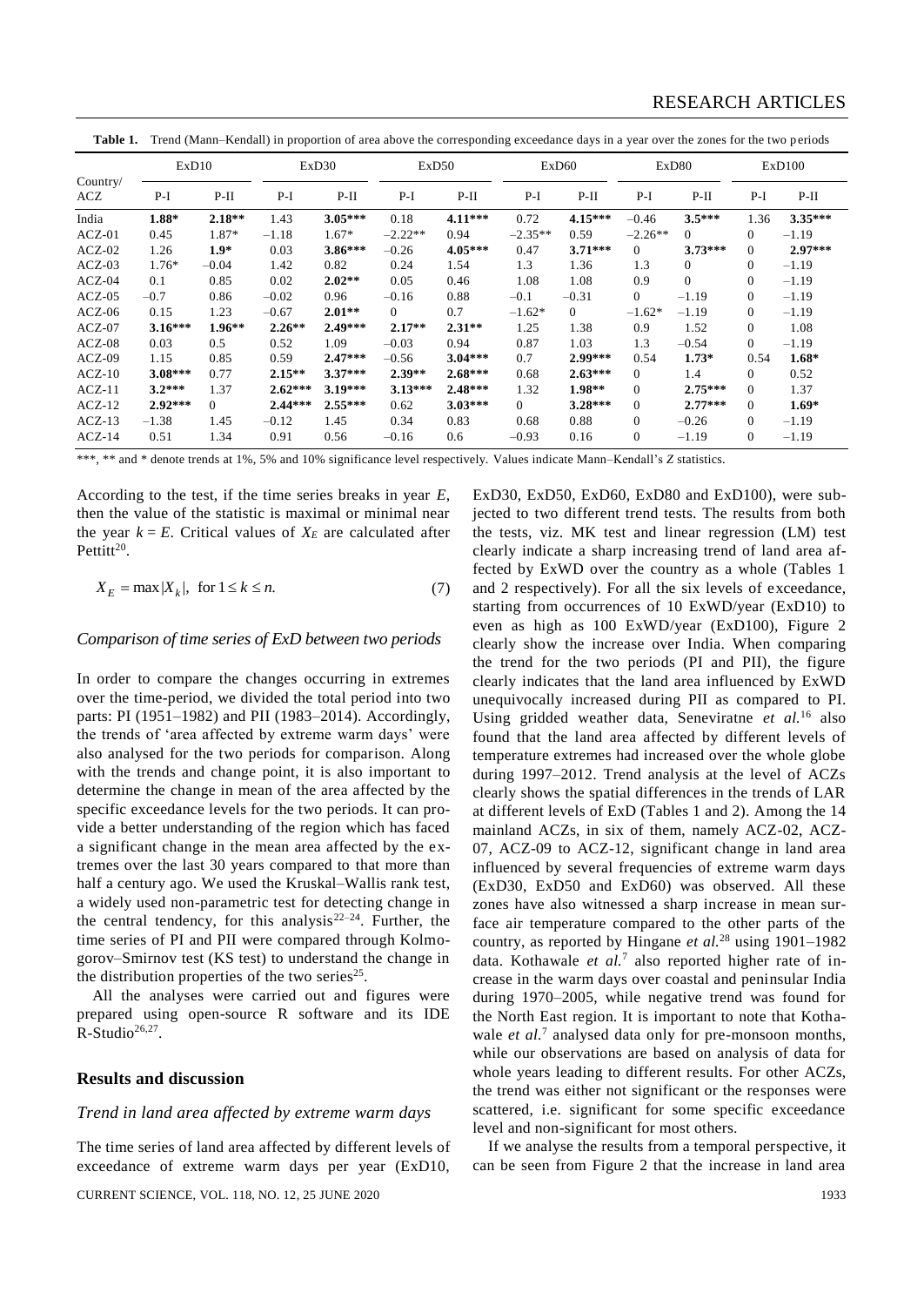**Table 1.** Trend (Mann–Kendall) in proportion of area above the corresponding exceedance days in a year over the zones for the two periods

| Country/ ACZ | ExD10 | | ExD30 | | ExD50 | | ExD60 | | ExD80 | | ExD100 | |
|---|---|---|---|---|---|---|---|---|---|---|---|---|
| | P-I | P-II | P-I | P-II | P-I | P-II | P-I | P-II | P-I | P-II | P-I | P-II |
| India | **1.88*** | **2.18**** | 1.43 | **3.05***** | 0.18 | **4.11***** | 0.72 | **4.15***** | –0.46 | **3.5***** | 1.36 | **3.35***** |
| ACZ-01 | 0.45 | 1.87* | –1.18 | 1.67* | –2.22** | 0.94 | –2.35** | 0.59 | –2.26** | 0 | 0 | –1.19 |
| ACZ-02 | 1.26 | **1.9*** | 0.03 | **3.86***** | –0.26 | **4.05***** | 0.47 | **3.71***** | 0 | **3.73***** | 0 | **2.97***** |
| ACZ-03 | 1.76* | –0.04 | 1.42 | 0.82 | 0.24 | 1.54 | 1.3 | 1.36 | 1.3 | 0 | 0 | –1.19 |
| ACZ-04 | 0.1 | 0.85 | 0.02 | **2.02**** | 0.05 | 0.46 | 1.08 | 1.08 | 0.9 | 0 | 0 | –1.19 |
| ACZ-05 | –0.7 | 0.86 | –0.02 | 0.96 | –0.16 | 0.88 | –0.1 | –0.31 | 0 | –1.19 | 0 | –1.19 |
| ACZ-06 | 0.15 | 1.23 | –0.67 | **2.01**** | 0 | 0.7 | –1.62* | 0 | –1.62* | –1.19 | 0 | –1.19 |
| ACZ-07 | **3.16***** | **1.96**** | **2.26**** | **2.49***** | **2.17**** | **2.31**** | 1.25 | 1.38 | 0.9 | 1.52 | 0 | 1.08 |
| ACZ-08 | 0.03 | 0.5 | 0.52 | 1.09 | –0.03 | 0.94 | 0.87 | 1.03 | 1.3 | –0.54 | 0 | –1.19 |
| ACZ-09 | 1.15 | 0.85 | 0.59 | **2.47***** | –0.56 | **3.04***** | 0.7 | **2.99***** | 0.54 | **1.73*** | 0.54 | **1.68*** |
| ACZ-10 | **3.08***** | 0.77 | **2.15**** | **3.37***** | **2.39**** | **2.68***** | 0.68 | **2.63***** | 0 | 1.4 | 0 | 0.52 |
| ACZ-11 | **3.2***** | 1.37 | **2.62***** | **3.19***** | **3.13***** | **2.48***** | 1.32 | **1.98**** | 0 | **2.75***** | 0 | 1.37 |
| ACZ-12 | **2.92***** | 0 | **2.44***** | **2.55***** | 0.62 | **3.03***** | 0 | **3.28***** | 0 | **2.77***** | 0 | **1.69*** |
| ACZ-13 | –1.38 | 1.45 | –0.12 | 1.45 | 0.34 | 0.83 | 0.68 | 0.88 | 0 | –0.26 | 0 | –1.19 |
| ACZ-14 | 0.51 | 1.34 | 0.91 | 0.56 | –0.16 | 0.6 | –0.93 | 0.16 | 0 | –1.19 | 0 | –1.19 |

***, ** and * denote trends at 1%, 5% and 10% significance level respectively. Values indicate Mann–Kendall's *Z* statistics.

According to the test, if the time series breaks in year *E*, then the value of the statistic is maximal or minimal near the year $k = E$. Critical values of $X_E$ are calculated after Pettitt[20].

$$X_E = \max|X_k|, \text{ for } 1 \le k \le n. \tag{7}$$

### *Comparison of time series of ExD between two periods*

In order to compare the changes occurring in extremes over the time-period, we divided the total period into two parts: PI (1951–1982) and PII (1983–2014). Accordingly, the trends of 'area affected by extreme warm days' were also analysed for the two periods for comparison. Along with the trends and change point, it is also important to determine the change in mean of the area affected by the specific exceedance levels for the two periods. It can provide a better understanding of the region which has faced a significant change in the mean area affected by the extremes over the last 30 years compared to that more than half a century ago. We used the Kruskal–Wallis rank test, a widely used non-parametric test for detecting change in the central tendency, for this analysis[22–24]. Further, the time series of PI and PII were compared through Kolmogorov–Smirnov test (KS test) to understand the change in the distribution properties of the two series[25].

All the analyses were carried out and figures were prepared using open-source R software and its IDE R-Studio[26,27].

## Results and discussion

### *Trend in land area affected by extreme warm days*

The time series of land area affected by different levels of exceedance of extreme warm days per year (ExD10, ExD30, ExD50, ExD60, ExD80 and ExD100), were subjected to two different trend tests. The results from both the tests, viz. MK test and linear regression (LM) test clearly indicate a sharp increasing trend of land area affected by ExWD over the country as a whole (Tables 1 and 2 respectively). For all the six levels of exceedance, starting from occurrences of 10 ExWD/year (ExD10) to even as high as 100 ExWD/year (ExD100), Figure 2 clearly show the increase over India. When comparing the trend for the two periods (PI and PII), the figure clearly indicates that the land area influenced by ExWD unequivocally increased during PII as compared to PI. Using gridded weather data, Seneviratne *et al.*[16] also found that the land area affected by different levels of temperature extremes had increased over the whole globe during 1997–2012. Trend analysis at the level of ACZs clearly shows the spatial differences in the trends of LAR at different levels of ExD (Tables 1 and 2). Among the 14 mainland ACZs, in six of them, namely ACZ-02, ACZ-07, ACZ-09 to ACZ-12, significant change in land area influenced by several frequencies of extreme warm days (ExD30, ExD50 and ExD60) was observed. All these zones have also witnessed a sharp increase in mean surface air temperature compared to the other parts of the country, as reported by Hingane *et al.*[28] using 1901–1982 data. Kothawale *et al.*[7] also reported higher rate of increase in the warm days over coastal and peninsular India during 1970–2005, while negative trend was found for the North East region. It is important to note that Kothawale *et al.*[7] analysed data only for pre-monsoon months, while our observations are based on analysis of data for whole years leading to different results. For other ACZs, the trend was either not significant or the responses were scattered, i.e. significant for some specific exceedance level and non-significant for most others.

If we analyse the results from a temporal perspective, it can be seen from Figure 2 that the increase in land area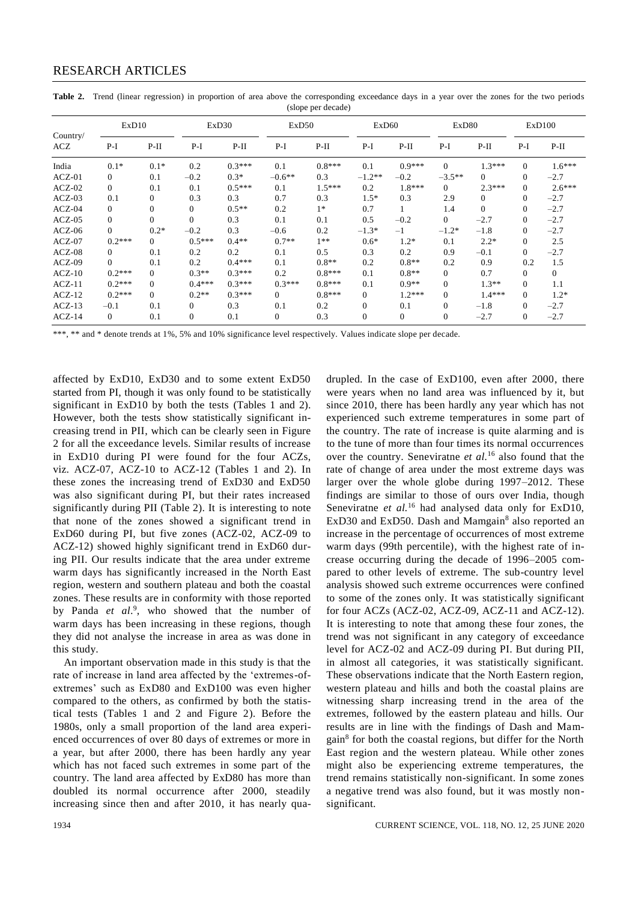**Table 2.** Trend (linear regression) in proportion of area above the corresponding exceedance days in a year over the zones for the two periods (slope per decade)

| Country/ ACZ | ExD10 | | ExD30 | | ExD50 | | ExD60 | | ExD80 | | ExD100 | |
|---|---|---|---|---|---|---|---|---|---|---|---|---|
| | P-I | P-II | P-I | P-II | P-I | P-II | P-I | P-II | P-I | P-II | P-I | P-II |
| India | 0.1* | 0.1* | 0.2 | 0.3*** | 0.1 | 0.8*** | 0.1 | 0.9*** | 0 | 1.3*** | 0 | 1.6*** |
| ACZ-01 | 0 | 0.1 | –0.2 | 0.3* | –0.6** | 0.3 | –1.2** | –0.2 | –3.5** | 0 | 0 | –2.7 |
| ACZ-02 | 0 | 0.1 | 0.1 | 0.5*** | 0.1 | 1.5*** | 0.2 | 1.8*** | 0 | 2.3*** | 0 | 2.6*** |
| ACZ-03 | 0.1 | 0 | 0.3 | 0.3 | 0.7 | 0.3 | 1.5* | 0.3 | 2.9 | 0 | 0 | –2.7 |
| ACZ-04 | 0 | 0 | 0 | 0.5** | 0.2 | 1* | 0.7 | 1 | 1.4 | 0 | 0 | –2.7 |
| ACZ-05 | 0 | 0 | 0 | 0.3 | 0.1 | 0.1 | 0.5 | –0.2 | 0 | –2.7 | 0 | –2.7 |
| ACZ-06 | 0 | 0.2* | –0.2 | 0.3 | –0.6 | 0.2 | –1.3* | –1 | –1.2* | –1.8 | 0 | –2.7 |
| ACZ-07 | 0.2*** | 0 | 0.5*** | 0.4** | 0.7** | 1** | 0.6* | 1.2* | 0.1 | 2.2* | 0 | 2.5 |
| ACZ-08 | 0 | 0.1 | 0.2 | 0.2 | 0.1 | 0.5 | 0.3 | 0.2 | 0.9 | –0.1 | 0 | –2.7 |
| ACZ-09 | 0 | 0.1 | 0.2 | 0.4*** | 0.1 | 0.8** | 0.2 | 0.8** | 0.2 | 0.9 | 0.2 | 1.5 |
| ACZ-10 | 0.2*** | 0 | 0.3** | 0.3*** | 0.2 | 0.8*** | 0.1 | 0.8** | 0 | 0.7 | 0 | 0 |
| ACZ-11 | 0.2*** | 0 | 0.4*** | 0.3*** | 0.3*** | 0.8*** | 0.1 | 0.9** | 0 | 1.3** | 0 | 1.1 |
| ACZ-12 | 0.2*** | 0 | 0.2** | 0.3*** | 0 | 0.8*** | 0 | 1.2*** | 0 | 1.4*** | 0 | 1.2* |
| ACZ-13 | –0.1 | 0.1 | 0 | 0.3 | 0.1 | 0.2 | 0 | 0.1 | 0 | –1.8 | 0 | –2.7 |
| ACZ-14 | 0 | 0.1 | 0 | 0.1 | 0 | 0.3 | 0 | 0 | 0 | –2.7 | 0 | –2.7 |

***, ** and * denote trends at 1%, 5% and 10% significance level respectively. Values indicate slope per decade.

affected by ExD10, ExD30 and to some extent ExD50 started from PI, though it was only found to be statistically significant in ExD10 by both the tests (Tables 1 and 2). However, both the tests show statistically significant increasing trend in PII, which can be clearly seen in Figure 2 for all the exceedance levels. Similar results of increase in ExD10 during PI were found for the four ACZs, viz. ACZ-07, ACZ-10 to ACZ-12 (Tables 1 and 2). In these zones the increasing trend of ExD30 and ExD50 was also significant during PI, but their rates increased significantly during PII (Table 2). It is interesting to note that none of the zones showed a significant trend in ExD60 during PI, but five zones (ACZ-02, ACZ-09 to ACZ-12) showed highly significant trend in ExD60 during PII. Our results indicate that the area under extreme warm days has significantly increased in the North East region, western and southern plateau and both the coastal zones. These results are in conformity with those reported by Panda *et al.*[9], who showed that the number of warm days has been increasing in these regions, though they did not analyse the increase in area as was done in this study.

An important observation made in this study is that the rate of increase in land area affected by the 'extremes-of-extremes' such as ExD80 and ExD100 was even higher compared to the others, as confirmed by both the statistical tests (Tables 1 and 2 and Figure 2). Before the 1980s, only a small proportion of the land area experienced occurrences of over 80 days of extremes or more in a year, but after 2000, there has been hardly any year which has not faced such extremes in some part of the country. The land area affected by ExD80 has more than doubled its normal occurrence after 2000, steadily increasing since then and after 2010, it has nearly quadrupled. In the case of ExD100, even after 2000, there were years when no land area was influenced by it, but since 2010, there has been hardly any year which has not experienced such extreme temperatures in some part of the country. The rate of increase is quite alarming and is to the tune of more than four times its normal occurrences over the country. Seneviratne *et al.*[16] also found that the rate of change of area under the most extreme days was larger over the whole globe during 1997–2012. These findings are similar to those of ours over India, though Seneviratne *et al.*[16] had analysed data only for ExD10, ExD30 and ExD50. Dash and Mamgain[8] also reported an increase in the percentage of occurrences of most extreme warm days (99th percentile), with the highest rate of increase occurring during the decade of 1996–2005 compared to other levels of extreme. The sub-country level analysis showed such extreme occurrences were confined to some of the zones only. It was statistically significant for four ACZs (ACZ-02, ACZ-09, ACZ-11 and ACZ-12). It is interesting to note that among these four zones, the trend was not significant in any category of exceedance level for ACZ-02 and ACZ-09 during PI. But during PII, in almost all categories, it was statistically significant. These observations indicate that the North Eastern region, western plateau and hills and both the coastal plains are witnessing sharp increasing trend in the area of the extremes, followed by the eastern plateau and hills. Our results are in line with the findings of Dash and Mamgain[8] for both the coastal regions, but differ for the North East region and the western plateau. While other zones might also be experiencing extreme temperatures, the trend remains statistically non-significant. In some zones a negative trend was also found, but it was mostly non-significant.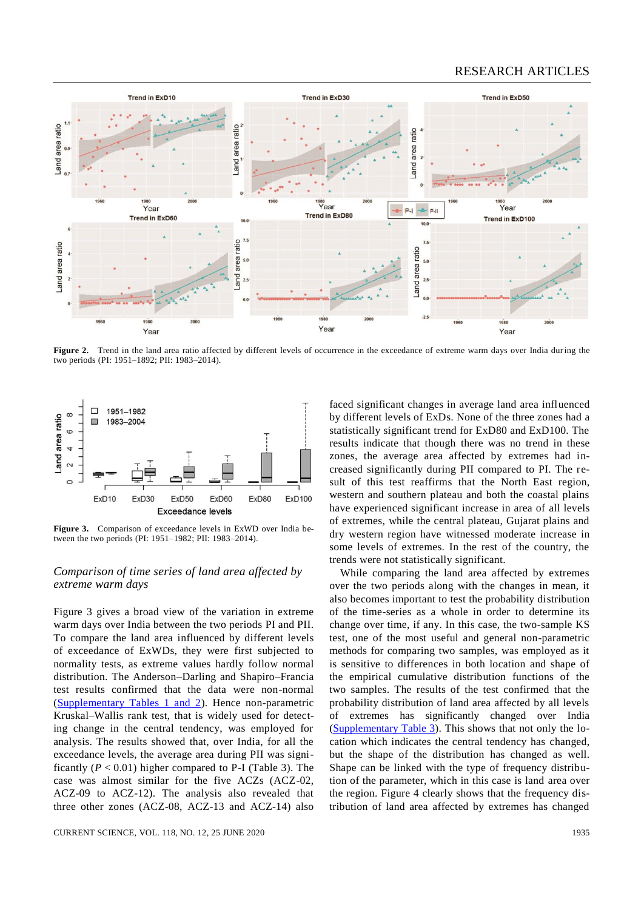**Figure 2.** Trend in the land area ratio affected by different levels of occurrence in the exceedance of extreme warm days over India during the two periods (PI: 1951–1892; PII: 1983–2014).

**Figure 3.** Comparison of exceedance levels in ExWD over India between the two periods (PI: 1951–1982; PII: 1983–2014).

## *Comparison of time series of land area affected by extreme warm days*

Figure 3 gives a broad view of the variation in extreme warm days over India between the two periods PI and PII. To compare the land area influenced by different levels of exceedance of ExWDs, they were first subjected to normality tests, as extreme values hardly follow normal distribution. The Anderson–Darling and Shapiro–Francia test results confirmed that the data were non-normal (Supplementary Tables 1 and 2). Hence non-parametric Kruskal–Wallis rank test, that is widely used for detecting change in the central tendency, was employed for analysis. The results showed that, over India, for all the exceedance levels, the average area during PII was significantly ($P < 0.01$) higher compared to P-I (Table 3). The case was almost similar for the five ACZs (ACZ-02, ACZ-09 to ACZ-12). The analysis also revealed that three other zones (ACZ-08, ACZ-13 and ACZ-14) also faced significant changes in average land area influenced by different levels of ExDs. None of the three zones had a statistically significant trend for ExD80 and ExD100. The results indicate that though there was no trend in these zones, the average area affected by extremes had increased significantly during PII compared to PI. The result of this test reaffirms that the North East region, western and southern plateau and both the coastal plains have experienced significant increase in area of all levels of extremes, while the central plateau, Gujarat plains and dry western region have witnessed moderate increase in some levels of extremes. In the rest of the country, the trends were not statistically significant.

While comparing the land area affected by extremes over the two periods along with the changes in mean, it also becomes important to test the probability distribution of the time-series as a whole in order to determine its change over time, if any. In this case, the two-sample KS test, one of the most useful and general non-parametric methods for comparing two samples, was employed as it is sensitive to differences in both location and shape of the empirical cumulative distribution functions of the two samples. The results of the test confirmed that the probability distribution of land area affected by all levels of extremes has significantly changed over India (Supplementary Table 3). This shows that not only the location which indicates the central tendency has changed, but the shape of the distribution has changed as well. Shape can be linked with the type of frequency distribution of the parameter, which in this case is land area over the region. Figure 4 clearly shows that the frequency distribution of land area affected by extremes has changed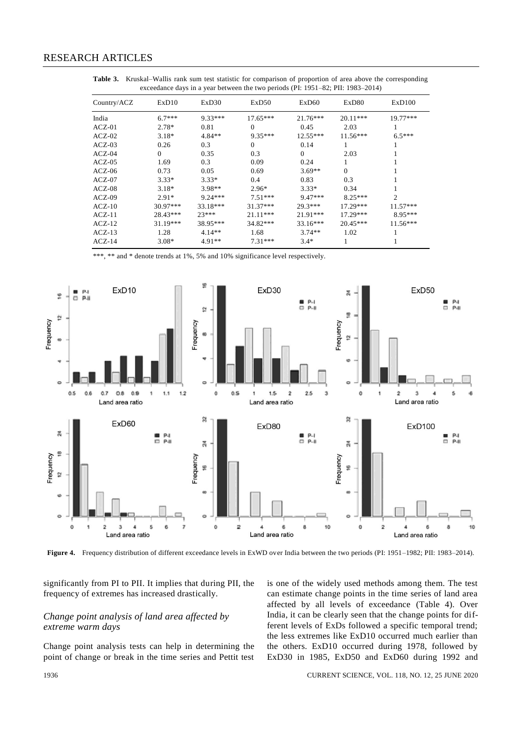**Table 3.** Kruskal–Wallis rank sum test statistic for comparison of proportion of area above the corresponding exceedance days in a year between the two periods (PI: 1951–82; PII: 1983–2014)

| Country/ACZ | ExD10 | ExD30 | ExD50 | ExD60 | ExD80 | ExD100 |
|---|---|---|---|---|---|---|
| India | 6.7*** | 9.33*** | 17.65*** | 21.76*** | 20.11*** | 19.77*** |
| ACZ-01 | 2.78* | 0.81 | 0 | 0.45 | 2.03 | 1 |
| ACZ-02 | 3.18* | 4.84** | 9.35*** | 12.55*** | 11.56*** | 6.5*** |
| ACZ-03 | 0.26 | 0.3 | 0 | 0.14 | 1 | 1 |
| ACZ-04 | 0 | 0.35 | 0.3 | 0 | 2.03 | 1 |
| ACZ-05 | 1.69 | 0.3 | 0.09 | 0.24 | 1 | 1 |
| ACZ-06 | 0.73 | 0.05 | 0.69 | 3.69** | 0 | 1 |
| ACZ-07 | 3.33* | 3.33* | 0.4 | 0.83 | 0.3 | 1 |
| ACZ-08 | 3.18* | 3.98** | 2.96* | 3.33* | 0.34 | 1 |
| ACZ-09 | 2.91* | 9.24*** | 7.51*** | 9.47*** | 8.25*** | 2 |
| ACZ-10 | 30.97*** | 33.18*** | 31.37*** | 29.3*** | 17.29*** | 11.57*** |
| ACZ-11 | 28.43*** | 23*** | 21.11*** | 21.91*** | 17.29*** | 8.95*** |
| ACZ-12 | 31.19*** | 38.95*** | 34.82*** | 33.16*** | 20.45*** | 11.56*** |
| ACZ-13 | 1.28 | 4.14** | 1.68 | 3.74** | 1.02 | 1 |
| ACZ-14 | 3.08* | 4.91** | 7.31*** | 3.4* | 1 | 1 |

***, ** and * denote trends at 1%, 5% and 10% significance level respectively.

**Figure 4.** Frequency distribution of different exceedance levels in ExWD over India between the two periods (PI: 1951–1982; PII: 1983–2014).

significantly from PI to PII. It implies that during PII, the frequency of extremes has increased drastically.

### *Change point analysis of land area affected by extreme warm days*

Change point analysis tests can help in determining the point of change or break in the time series and Pettit test is one of the widely used methods among them. The test can estimate change points in the time series of land area affected by all levels of exceedance (Table 4). Over India, it can be clearly seen that the change points for different levels of ExDs followed a specific temporal trend; the less extremes like ExD10 occurred much earlier than the others. ExD10 occurred during 1978, followed by ExD30 in 1985, ExD50 and ExD60 during 1992 and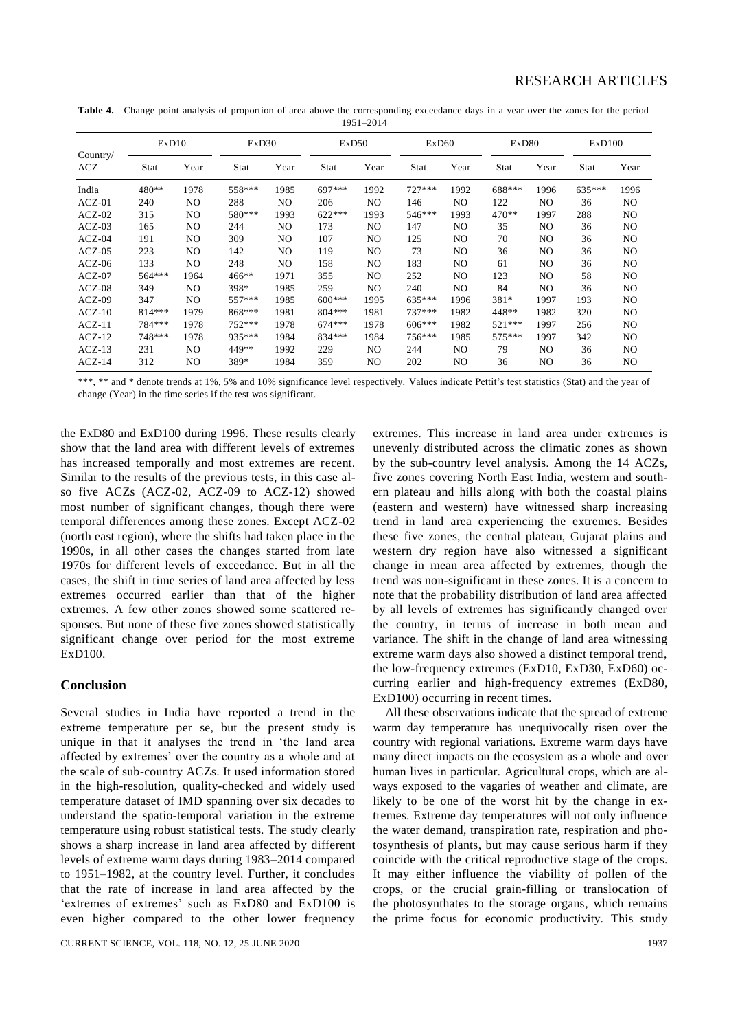**Table 4.** Change point analysis of proportion of area above the corresponding exceedance days in a year over the zones for the period 1951–2014

| Country/ ACZ | ExD10 | | ExD30 | | ExD50 | | ExD60 | | ExD80 | | ExD100 | |
|---|---|---|---|---|---|---|---|---|---|---|---|---|
| | Stat | Year | Stat | Year | Stat | Year | Stat | Year | Stat | Year | Stat | Year |
| India | 480** | 1978 | 558*** | 1985 | 697*** | 1992 | 727*** | 1992 | 688*** | 1996 | 635*** | 1996 |
| ACZ-01 | 240 | NO | 288 | NO | 206 | NO | 146 | NO | 122 | NO | 36 | NO |
| ACZ-02 | 315 | NO | 580*** | 1993 | 622*** | 1993 | 546*** | 1993 | 470** | 1997 | 288 | NO |
| ACZ-03 | 165 | NO | 244 | NO | 173 | NO | 147 | NO | 35 | NO | 36 | NO |
| ACZ-04 | 191 | NO | 309 | NO | 107 | NO | 125 | NO | 70 | NO | 36 | NO |
| ACZ-05 | 223 | NO | 142 | NO | 119 | NO | 73 | NO | 36 | NO | 36 | NO |
| ACZ-06 | 133 | NO | 248 | NO | 158 | NO | 183 | NO | 61 | NO | 36 | NO |
| ACZ-07 | 564*** | 1964 | 466** | 1971 | 355 | NO | 252 | NO | 123 | NO | 58 | NO |
| ACZ-08 | 349 | NO | 398* | 1985 | 259 | NO | 240 | NO | 84 | NO | 36 | NO |
| ACZ-09 | 347 | NO | 557*** | 1985 | 600*** | 1995 | 635*** | 1996 | 381* | 1997 | 193 | NO |
| ACZ-10 | 814*** | 1979 | 868*** | 1981 | 804*** | 1981 | 737*** | 1982 | 448** | 1982 | 320 | NO |
| ACZ-11 | 784*** | 1978 | 752*** | 1978 | 674*** | 1978 | 606*** | 1982 | 521*** | 1997 | 256 | NO |
| ACZ-12 | 748*** | 1978 | 935*** | 1984 | 834*** | 1984 | 756*** | 1985 | 575*** | 1997 | 342 | NO |
| ACZ-13 | 231 | NO | 449** | 1992 | 229 | NO | 244 | NO | 79 | NO | 36 | NO |
| ACZ-14 | 312 | NO | 389* | 1984 | 359 | NO | 202 | NO | 36 | NO | 36 | NO |

***, ** and * denote trends at 1%, 5% and 10% significance level respectively. Values indicate Pettit's test statistics (Stat) and the year of change (Year) in the time series if the test was significant.

the ExD80 and ExD100 during 1996. These results clearly show that the land area with different levels of extremes has increased temporally and most extremes are recent. Similar to the results of the previous tests, in this case also five ACZs (ACZ-02, ACZ-09 to ACZ-12) showed most number of significant changes, though there were temporal differences among these zones. Except ACZ-02 (north east region), where the shifts had taken place in the 1990s, in all other cases the changes started from late 1970s for different levels of exceedance. But in all the cases, the shift in time series of land area affected by less extremes occurred earlier than that of the higher extremes. A few other zones showed some scattered responses. But none of these five zones showed statistically significant change over period for the most extreme ExD100.

## Conclusion

Several studies in India have reported a trend in the extreme temperature per se, but the present study is unique in that it analyses the trend in 'the land area affected by extremes' over the country as a whole and at the scale of sub-country ACZs. It used information stored in the high-resolution, quality-checked and widely used temperature dataset of IMD spanning over six decades to understand the spatio-temporal variation in the extreme temperature using robust statistical tests. The study clearly shows a sharp increase in land area affected by different levels of extreme warm days during 1983–2014 compared to 1951–1982, at the country level. Further, it concludes that the rate of increase in land area affected by the 'extremes of extremes' such as ExD80 and ExD100 is even higher compared to the other lower frequency extremes. This increase in land area under extremes is unevenly distributed across the climatic zones as shown by the sub-country level analysis. Among the 14 ACZs, five zones covering North East India, western and southern plateau and hills along with both the coastal plains (eastern and western) have witnessed sharp increasing trend in land area experiencing the extremes. Besides these five zones, the central plateau, Gujarat plains and western dry region have also witnessed a significant change in mean area affected by extremes, though the trend was non-significant in these zones. It is a concern to note that the probability distribution of land area affected by all levels of extremes has significantly changed over the country, in terms of increase in both mean and variance. The shift in the change of land area witnessing extreme warm days also showed a distinct temporal trend, the low-frequency extremes (ExD10, ExD30, ExD60) occurring earlier and high-frequency extremes (ExD80, ExD100) occurring in recent times.

All these observations indicate that the spread of extreme warm day temperature has unequivocally risen over the country with regional variations. Extreme warm days have many direct impacts on the ecosystem as a whole and over human lives in particular. Agricultural crops, which are always exposed to the vagaries of weather and climate, are likely to be one of the worst hit by the change in extremes. Extreme day temperatures will not only influence the water demand, transpiration rate, respiration and photosynthesis of plants, but may cause serious harm if they coincide with the critical reproductive stage of the crops. It may either influence the viability of pollen of the crops, or the crucial grain-filling or translocation of the photosynthates to the storage organs, which remains the prime focus for economic productivity. This study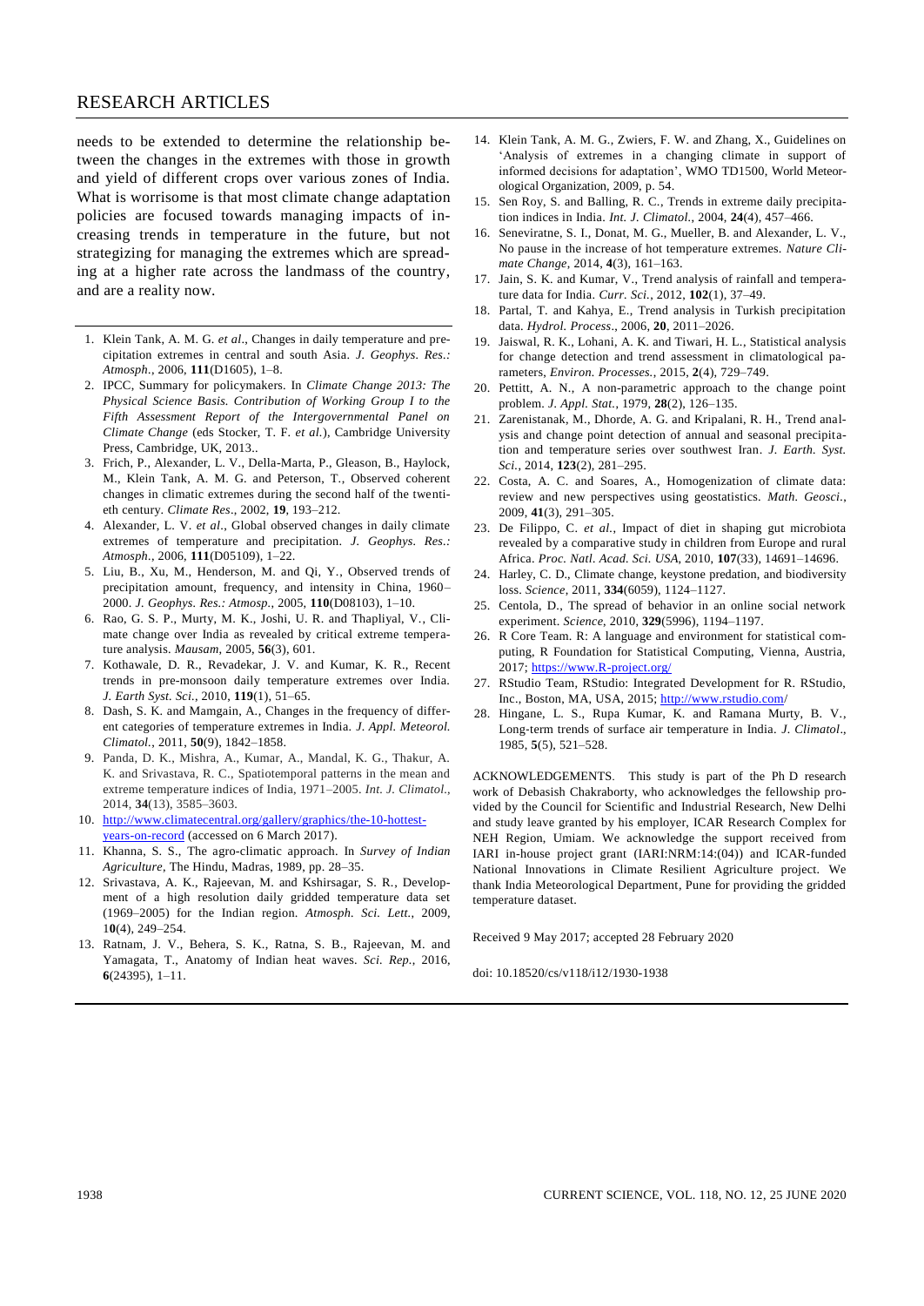needs to be extended to determine the relationship between the changes in the extremes with those in growth and yield of different crops over various zones of India. What is worrisome is that most climate change adaptation policies are focused towards managing impacts of increasing trends in temperature in the future, but not strategizing for managing the extremes which are spreading at a higher rate across the landmass of the country, and are a reality now.

1. Klein Tank, A. M. G. *et al*., Changes in daily temperature and precipitation extremes in central and south Asia. *J. Geophys. Res.: Atmosph.*, 2006, **111**(D1605), 1–8.
2. IPCC, Summary for policymakers. In *Climate Change 2013: The Physical Science Basis. Contribution of Working Group I to the Fifth Assessment Report of the Intergovernmental Panel on Climate Change* (eds Stocker, T. F. *et al.*), Cambridge University Press, Cambridge, UK, 2013..
3. Frich, P., Alexander, L. V., Della-Marta, P., Gleason, B., Haylock, M., Klein Tank, A. M. G. and Peterson, T., Observed coherent changes in climatic extremes during the second half of the twentieth century. *Climate Res*., 2002, **19**, 193–212.
4. Alexander, L. V. *et al*., Global observed changes in daily climate extremes of temperature and precipitation. *J. Geophys. Res.: Atmosph.*, 2006, **111**(D05109), 1–22.
5. Liu, B., Xu, M., Henderson, M. and Qi, Y., Observed trends of precipitation amount, frequency, and intensity in China, 1960–2000. *J. Geophys. Res.: Atmosp.*, 2005, **110**(D08103), 1–10.
6. Rao, G. S. P., Murty, M. K., Joshi, U. R. and Thapliyal, V., Climate change over India as revealed by critical extreme temperature analysis. *Mausam*, 2005, **56**(3), 601.
7. Kothawale, D. R., Revadekar, J. V. and Kumar, K. R., Recent trends in pre-monsoon daily temperature extremes over India. *J. Earth Syst. Sci.*, 2010, **119**(1), 51–65.
8. Dash, S. K. and Mamgain, A., Changes in the frequency of different categories of temperature extremes in India. *J. Appl. Meteorol. Climatol.*, 2011, **50**(9), 1842–1858.
9. Panda, D. K., Mishra, A., Kumar, A., Mandal, K. G., Thakur, A. K. and Srivastava, R. C., Spatiotemporal patterns in the mean and extreme temperature indices of India, 1971–2005. *Int. J. Climatol.*, 2014, **34**(13), 3585–3603.
10. http://www.climatecentral.org/gallery/graphics/the-10-hottest-years-on-record (accessed on 6 March 2017).
11. Khanna, S. S., The agro-climatic approach. In *Survey of Indian Agriculture*, The Hindu, Madras, 1989, pp. 28–35.
12. Srivastava, A. K., Rajeevan, M. and Kshirsagar, S. R., Development of a high resolution daily gridded temperature data set (1969–2005) for the Indian region. *Atmosph. Sci. Lett.*, 2009, 1**0**(4), 249–254.
13. Ratnam, J. V., Behera, S. K., Ratna, S. B., Rajeevan, M. and Yamagata, T., Anatomy of Indian heat waves. *Sci. Rep.*, 2016, **6**(24395), 1–11.
14. Klein Tank, A. M. G., Zwiers, F. W. and Zhang, X., Guidelines on 'Analysis of extremes in a changing climate in support of informed decisions for adaptation', WMO TD1500, World Meteorological Organization, 2009, p. 54.
15. Sen Roy, S. and Balling, R. C., Trends in extreme daily precipitation indices in India. *Int. J. Climatol.*, 2004, **24**(4), 457–466.
16. Seneviratne, S. I., Donat, M. G., Mueller, B. and Alexander, L. V., No pause in the increase of hot temperature extremes. *Nature Climate Change*, 2014, **4**(3), 161–163.
17. Jain, S. K. and Kumar, V., Trend analysis of rainfall and temperature data for India. *Curr. Sci.*, 2012, **102**(1), 37–49.
18. Partal, T. and Kahya, E., Trend analysis in Turkish precipitation data. *Hydrol. Process*., 2006, **20**, 2011–2026.
19. Jaiswal, R. K., Lohani, A. K. and Tiwari, H. L., Statistical analysis for change detection and trend assessment in climatological parameters, *Environ. Processes.*, 2015, **2**(4), 729–749.
20. Pettitt, A. N., A non-parametric approach to the change point problem. *J. Appl. Stat.*, 1979, **28**(2), 126–135.
21. Zarenistanak, M., Dhorde, A. G. and Kripalani, R. H., Trend analysis and change point detection of annual and seasonal precipitation and temperature series over southwest Iran. *J. Earth. Syst. Sci.*, 2014, **123**(2), 281–295.
22. Costa, A. C. and Soares, A., Homogenization of climate data: review and new perspectives using geostatistics. *Math. Geosci*., 2009, **41**(3), 291–305.
23. De Filippo, C. *et al.*, Impact of diet in shaping gut microbiota revealed by a comparative study in children from Europe and rural Africa. *Proc. Natl. Acad. Sci. USA*, 2010, **107**(33), 14691–14696.
24. Harley, C. D., Climate change, keystone predation, and biodiversity loss. *Science*, 2011, **334**(6059), 1124–1127.
25. Centola, D., The spread of behavior in an online social network experiment. *Science*, 2010, **329**(5996), 1194–1197.
26. R Core Team. R: A language and environment for statistical computing, R Foundation for Statistical Computing, Vienna, Austria, 2017; https://www.R-project.org/
27. RStudio Team, RStudio: Integrated Development for R. RStudio, Inc., Boston, MA, USA, 2015; http://www.rstudio.com/
28. Hingane, L. S., Rupa Kumar, K. and Ramana Murty, B. V., Long-term trends of surface air temperature in India. *J. Climatol*., 1985, **5**(5), 521–528.

ACKNOWLEDGEMENTS. This study is part of the Ph D research work of Debasish Chakraborty, who acknowledges the fellowship provided by the Council for Scientific and Industrial Research, New Delhi and study leave granted by his employer, ICAR Research Complex for NEH Region, Umiam. We acknowledge the support received from IARI in-house project grant (IARI:NRM:14:(04)) and ICAR-funded National Innovations in Climate Resilient Agriculture project. We thank India Meteorological Department, Pune for providing the gridded temperature dataset.

Received 9 May 2017; accepted 28 February 2020

doi: 10.18520/cs/v118/i12/1930-1938